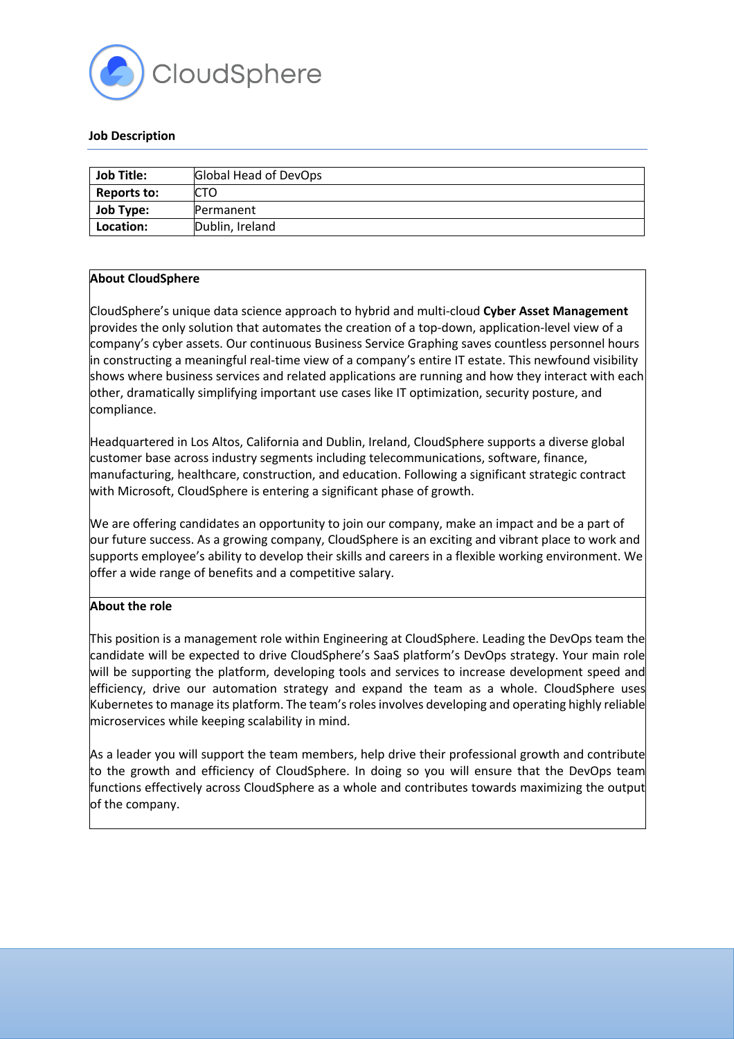CloudSphere

**Job Description**

| Job Title: | Global Head of DevOps |
|---|---|
| **Reports to:** | CTO |
| **Job Type:** | Permanent |
| **Location:** | Dublin, Ireland |

**About CloudSphere**

CloudSphere's unique data science approach to hybrid and multi-cloud **Cyber Asset Management** provides the only solution that automates the creation of a top-down, application-level view of a company's cyber assets. Our continuous Business Service Graphing saves countless personnel hours in constructing a meaningful real-time view of a company's entire IT estate. This newfound visibility shows where business services and related applications are running and how they interact with each other, dramatically simplifying important use cases like IT optimization, security posture, and compliance.

Headquartered in Los Altos, California and Dublin, Ireland, CloudSphere supports a diverse global customer base across industry segments including telecommunications, software, finance, manufacturing, healthcare, construction, and education. Following a significant strategic contract with Microsoft, CloudSphere is entering a significant phase of growth.

We are offering candidates an opportunity to join our company, make an impact and be a part of our future success. As a growing company, CloudSphere is an exciting and vibrant place to work and supports employee's ability to develop their skills and careers in a flexible working environment. We offer a wide range of benefits and a competitive salary.

**About the role**

This position is a management role within Engineering at CloudSphere. Leading the DevOps team the candidate will be expected to drive CloudSphere's SaaS platform's DevOps strategy. Your main role will be supporting the platform, developing tools and services to increase development speed and efficiency, drive our automation strategy and expand the team as a whole. CloudSphere uses Kubernetes to manage its platform. The team's roles involves developing and operating highly reliable microservices while keeping scalability in mind.

As a leader you will support the team members, help drive their professional growth and contribute to the growth and efficiency of CloudSphere. In doing so you will ensure that the DevOps team functions effectively across CloudSphere as a whole and contributes towards maximizing the output of the company.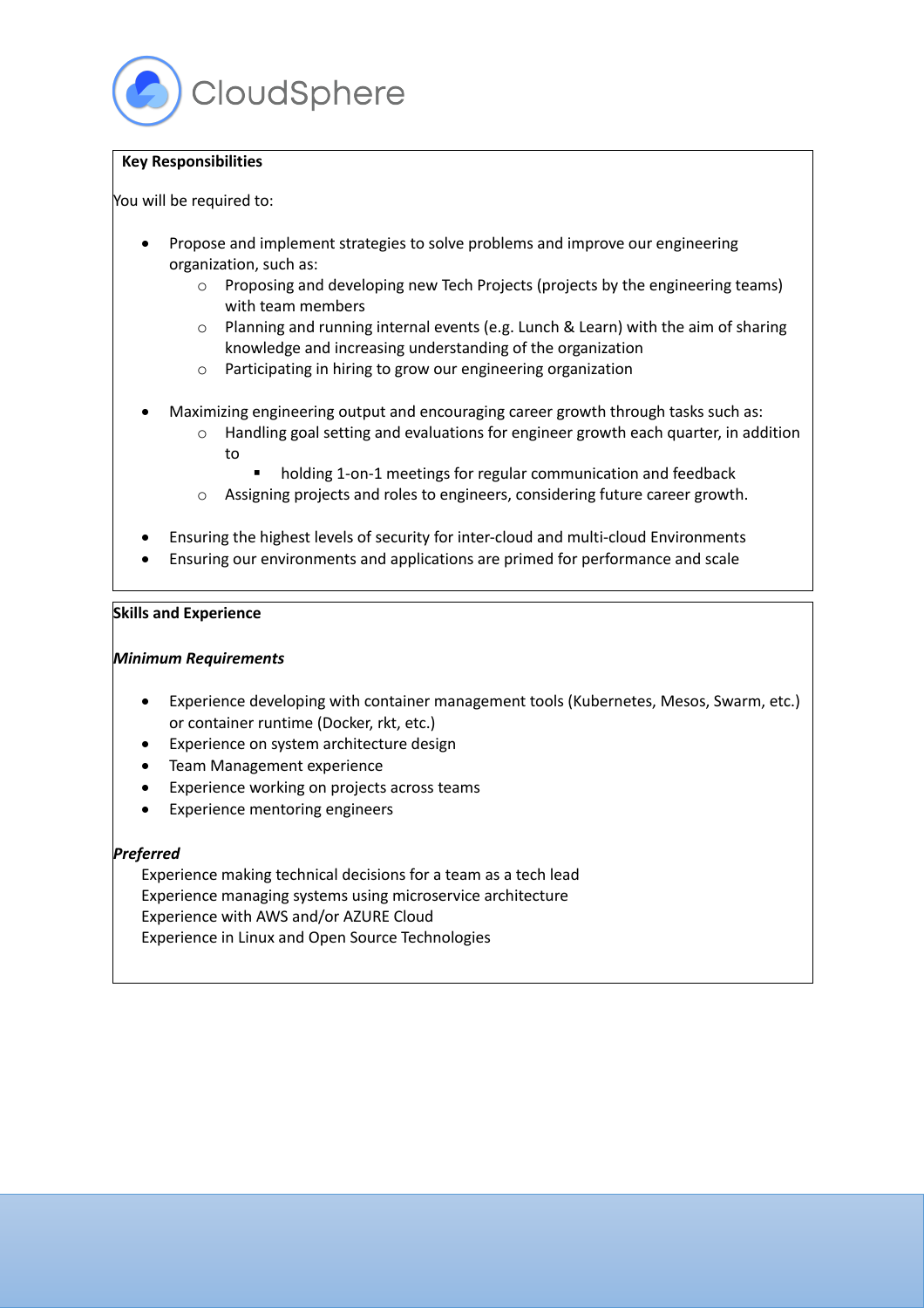CloudSphere

**Key Responsibilities**

You will be required to:

- Propose and implement strategies to solve problems and improve our engineering organization, such as:
    - Proposing and developing new Tech Projects (projects by the engineering teams) with team members
    - Planning and running internal events (e.g. Lunch & Learn) with the aim of sharing knowledge and increasing understanding of the organization
    - Participating in hiring to grow our engineering organization

- Maximizing engineering output and encouraging career growth through tasks such as:
    - Handling goal setting and evaluations for engineer growth each quarter, in addition to
        - holding 1-on-1 meetings for regular communication and feedback
    - Assigning projects and roles to engineers, considering future career growth.

- Ensuring the highest levels of security for inter-cloud and multi-cloud Environments
- Ensuring our environments and applications are primed for performance and scale

**Skills and Experience**

***Minimum Requirements***

- Experience developing with container management tools (Kubernetes, Mesos, Swarm, etc.) or container runtime (Docker, rkt, etc.)
- Experience on system architecture design
- Team Management experience
- Experience working on projects across teams
- Experience mentoring engineers

***Preferred***

Experience making technical decisions for a team as a tech lead
Experience managing systems using microservice architecture
Experience with AWS and/or AZURE Cloud
Experience in Linux and Open Source Technologies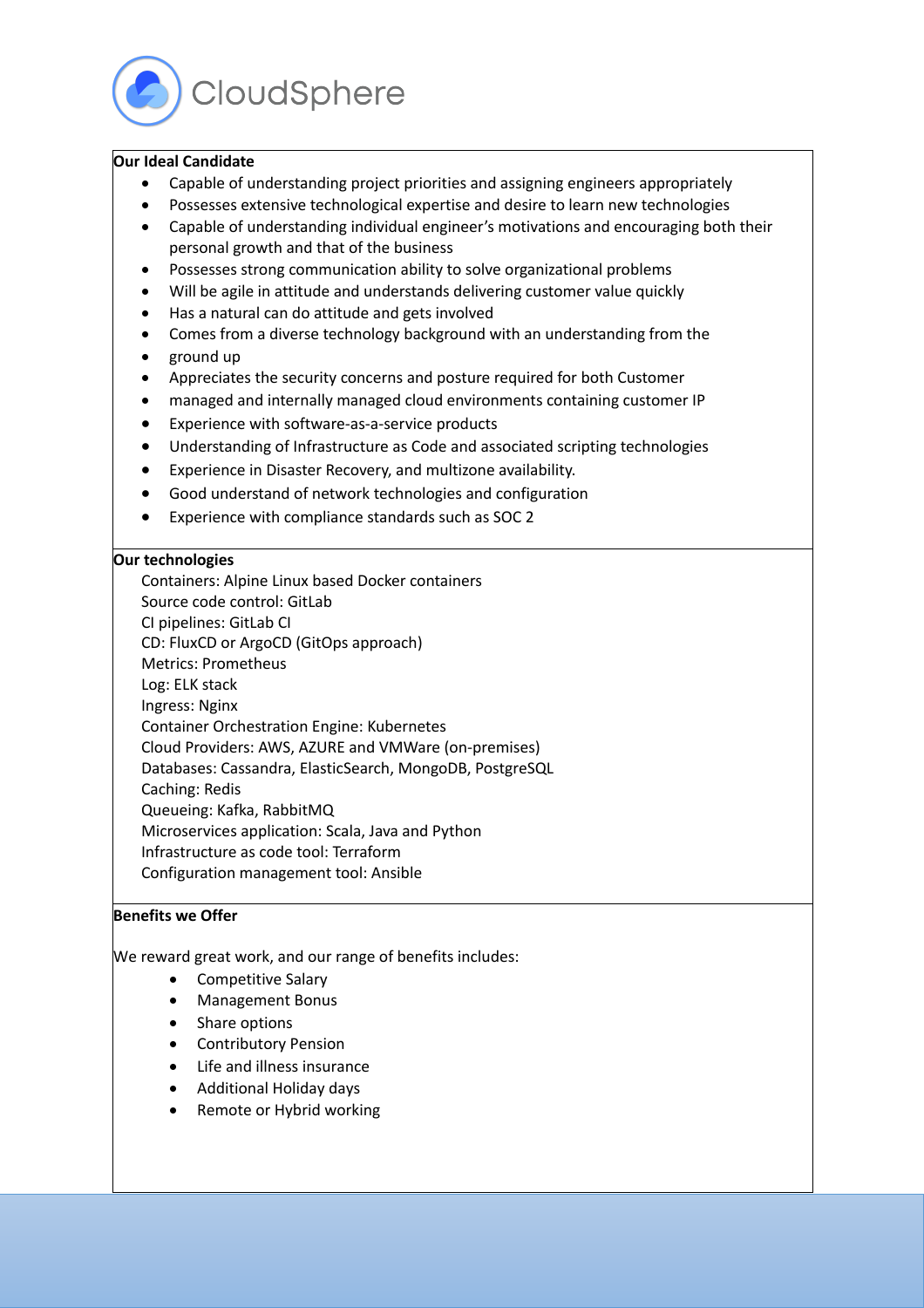CloudSphere

**Our Ideal Candidate**

- Capable of understanding project priorities and assigning engineers appropriately
- Possesses extensive technological expertise and desire to learn new technologies
- Capable of understanding individual engineer's motivations and encouraging both their personal growth and that of the business
- Possesses strong communication ability to solve organizational problems
- Will be agile in attitude and understands delivering customer value quickly
- Has a natural can do attitude and gets involved
- Comes from a diverse technology background with an understanding from the
- ground up
- Appreciates the security concerns and posture required for both Customer
- managed and internally managed cloud environments containing customer IP
- Experience with software-as-a-service products
- Understanding of Infrastructure as Code and associated scripting technologies
- Experience in Disaster Recovery, and multizone availability.
- Good understand of network technologies and configuration
- Experience with compliance standards such as SOC 2

**Our technologies**

Containers: Alpine Linux based Docker containers
Source code control: GitLab
CI pipelines: GitLab CI
CD: FluxCD or ArgoCD (GitOps approach)
Metrics: Prometheus
Log: ELK stack
Ingress: Nginx
Container Orchestration Engine: Kubernetes
Cloud Providers: AWS, AZURE and VMWare (on-premises)
Databases: Cassandra, ElasticSearch, MongoDB, PostgreSQL
Caching: Redis
Queueing: Kafka, RabbitMQ
Microservices application: Scala, Java and Python
Infrastructure as code tool: Terraform
Configuration management tool: Ansible

**Benefits we Offer**

We reward great work, and our range of benefits includes:

- Competitive Salary
- Management Bonus
- Share options
- Contributory Pension
- Life and illness insurance
- Additional Holiday days
- Remote or Hybrid working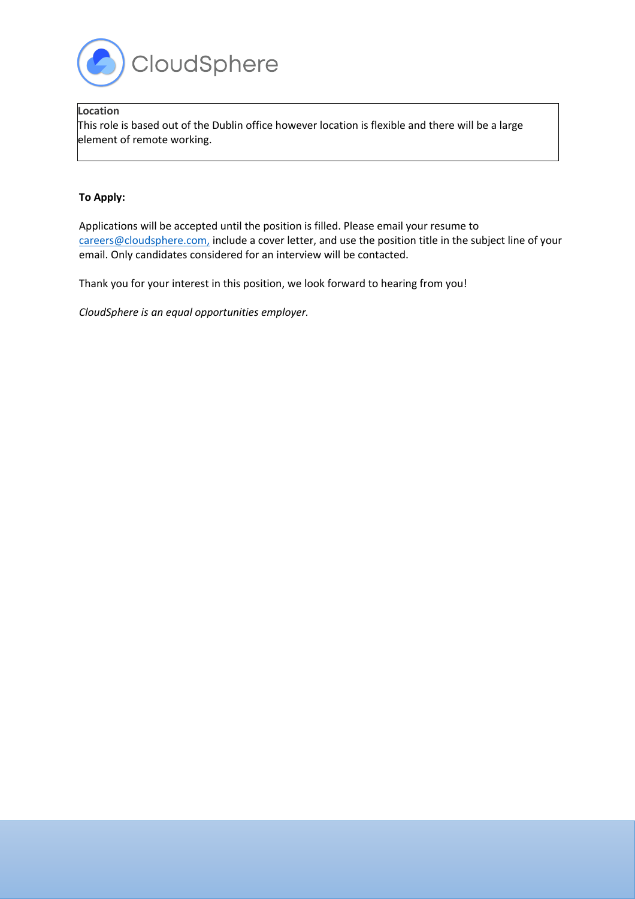**Location**

This role is based out of the Dublin office however location is flexible and there will be a large element of remote working.

**To Apply:**

Applications will be accepted until the position is filled. Please email your resume to careers@cloudsphere.com, include a cover letter, and use the position title in the subject line of your email. Only candidates considered for an interview will be contacted.

Thank you for your interest in this position, we look forward to hearing from you!

*CloudSphere is an equal opportunities employer.*